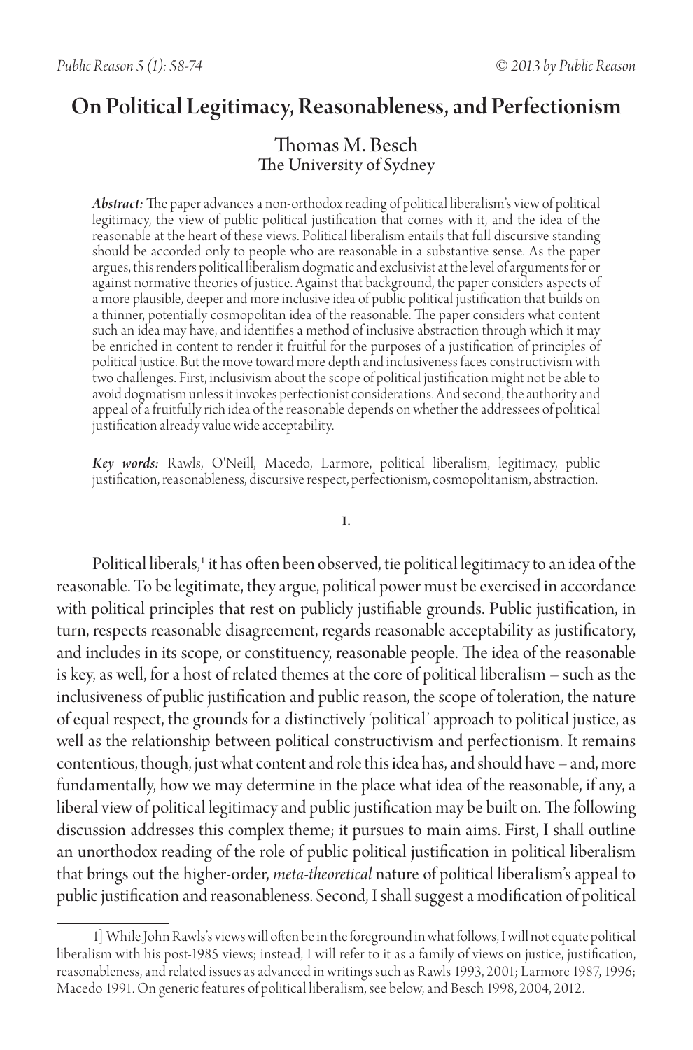# On Political Legitimacy, Reasonableness, and Perfectionism

Thomas M. Besch
The University of Sydney

***Abstract:*** The paper advances a non-orthodox reading of political liberalism's view of political legitimacy, the view of public political justification that comes with it, and the idea of the reasonable at the heart of these views. Political liberalism entails that full discursive standing should be accorded only to people who are reasonable in a substantive sense. As the paper argues, this renders political liberalism dogmatic and exclusivist at the level of arguments for or against normative theories of justice. Against that background, the paper considers aspects of a more plausible, deeper and more inclusive idea of public political justification that builds on a thinner, potentially cosmopolitan idea of the reasonable. The paper considers what content such an idea may have, and identifies a method of inclusive abstraction through which it may be enriched in content to render it fruitful for the purposes of a justification of principles of political justice. But the move toward more depth and inclusiveness faces constructivism with two challenges. First, inclusivism about the scope of political justification might not be able to avoid dogmatism unless it invokes perfectionist considerations. And second, the authority and appeal of a fruitfully rich idea of the reasonable depends on whether the addressees of political justification already value wide acceptability.

***Key words:*** Rawls, O'Neill, Macedo, Larmore, political liberalism, legitimacy, public justification, reasonableness, discursive respect, perfectionism, cosmopolitanism, abstraction.

## I.

Political liberals,[1] it has often been observed, tie political legitimacy to an idea of the reasonable. To be legitimate, they argue, political power must be exercised in accordance with political principles that rest on publicly justifiable grounds. Public justification, in turn, respects reasonable disagreement, regards reasonable acceptability as justificatory, and includes in its scope, or constituency, reasonable people. The idea of the reasonable is key, as well, for a host of related themes at the core of political liberalism – such as the inclusiveness of public justification and public reason, the scope of toleration, the nature of equal respect, the grounds for a distinctively 'political' approach to political justice, as well as the relationship between political constructivism and perfectionism. It remains contentious, though, just what content and role this idea has, and should have – and, more fundamentally, how we may determine in the place what idea of the reasonable, if any, a liberal view of political legitimacy and public justification may be built on. The following discussion addresses this complex theme; it pursues to main aims. First, I shall outline an unorthodox reading of the role of public political justification in political liberalism that brings out the higher-order, *meta-theoretical* nature of political liberalism's appeal to public justification and reasonableness. Second, I shall suggest a modification of political

1] While John Rawls's views will often be in the foreground in what follows, I will not equate political liberalism with his post-1985 views; instead, I will refer to it as a family of views on justice, justification, reasonableness, and related issues as advanced in writings such as Rawls 1993, 2001; Larmore 1987, 1996; Macedo 1991. On generic features of political liberalism, see below, and Besch 1998, 2004, 2012.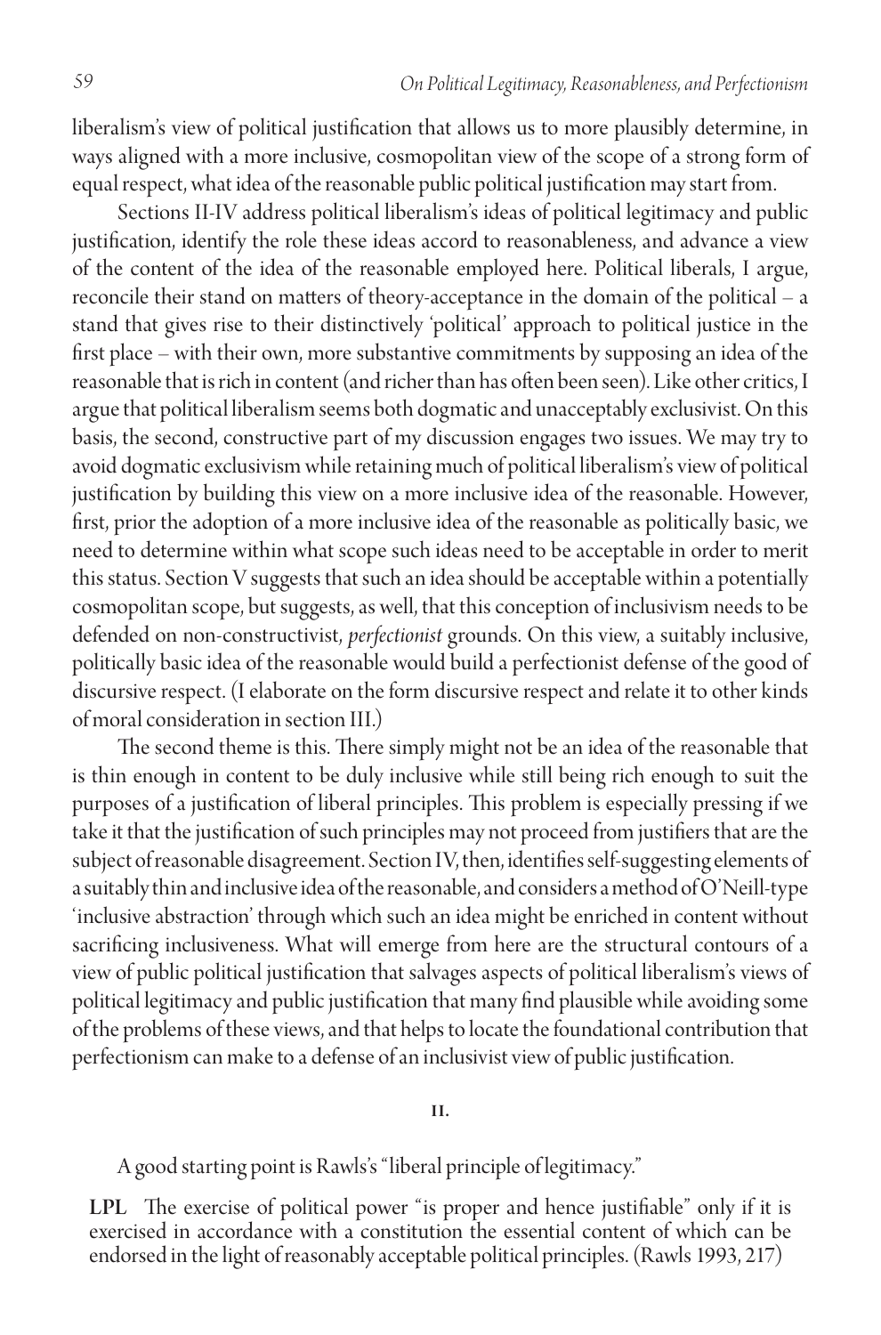liberalism's view of political justification that allows us to more plausibly determine, in ways aligned with a more inclusive, cosmopolitan view of the scope of a strong form of equal respect, what idea of the reasonable public political justification may start from.

Sections II-IV address political liberalism's ideas of political legitimacy and public justification, identify the role these ideas accord to reasonableness, and advance a view of the content of the idea of the reasonable employed here. Political liberals, I argue, reconcile their stand on matters of theory-acceptance in the domain of the political – a stand that gives rise to their distinctively 'political' approach to political justice in the first place – with their own, more substantive commitments by supposing an idea of the reasonable that is rich in content (and richer than has often been seen). Like other critics, I argue that political liberalism seems both dogmatic and unacceptably exclusivist. On this basis, the second, constructive part of my discussion engages two issues. We may try to avoid dogmatic exclusivism while retaining much of political liberalism's view of political justification by building this view on a more inclusive idea of the reasonable. However, first, prior the adoption of a more inclusive idea of the reasonable as politically basic, we need to determine within what scope such ideas need to be acceptable in order to merit this status. Section V suggests that such an idea should be acceptable within a potentially cosmopolitan scope, but suggests, as well, that this conception of inclusivism needs to be defended on non-constructivist, *perfectionist* grounds. On this view, a suitably inclusive, politically basic idea of the reasonable would build a perfectionist defense of the good of discursive respect. (I elaborate on the form discursive respect and relate it to other kinds of moral consideration in section III.)

The second theme is this. There simply might not be an idea of the reasonable that is thin enough in content to be duly inclusive while still being rich enough to suit the purposes of a justification of liberal principles. This problem is especially pressing if we take it that the justification of such principles may not proceed from justifiers that are the subject of reasonable disagreement. Section IV, then, identifies self-suggesting elements of a suitably thin and inclusive idea of the reasonable, and considers a method of O'Neill-type 'inclusive abstraction' through which such an idea might be enriched in content without sacrificing inclusiveness. What will emerge from here are the structural contours of a view of public political justification that salvages aspects of political liberalism's views of political legitimacy and public justification that many find plausible while avoiding some of the problems of these views, and that helps to locate the foundational contribution that perfectionism can make to a defense of an inclusivist view of public justification.

## II.

A good starting point is Rawls's "liberal principle of legitimacy."

**LPL** The exercise of political power "is proper and hence justifiable" only if it is exercised in accordance with a constitution the essential content of which can be endorsed in the light of reasonably acceptable political principles. (Rawls 1993, 217)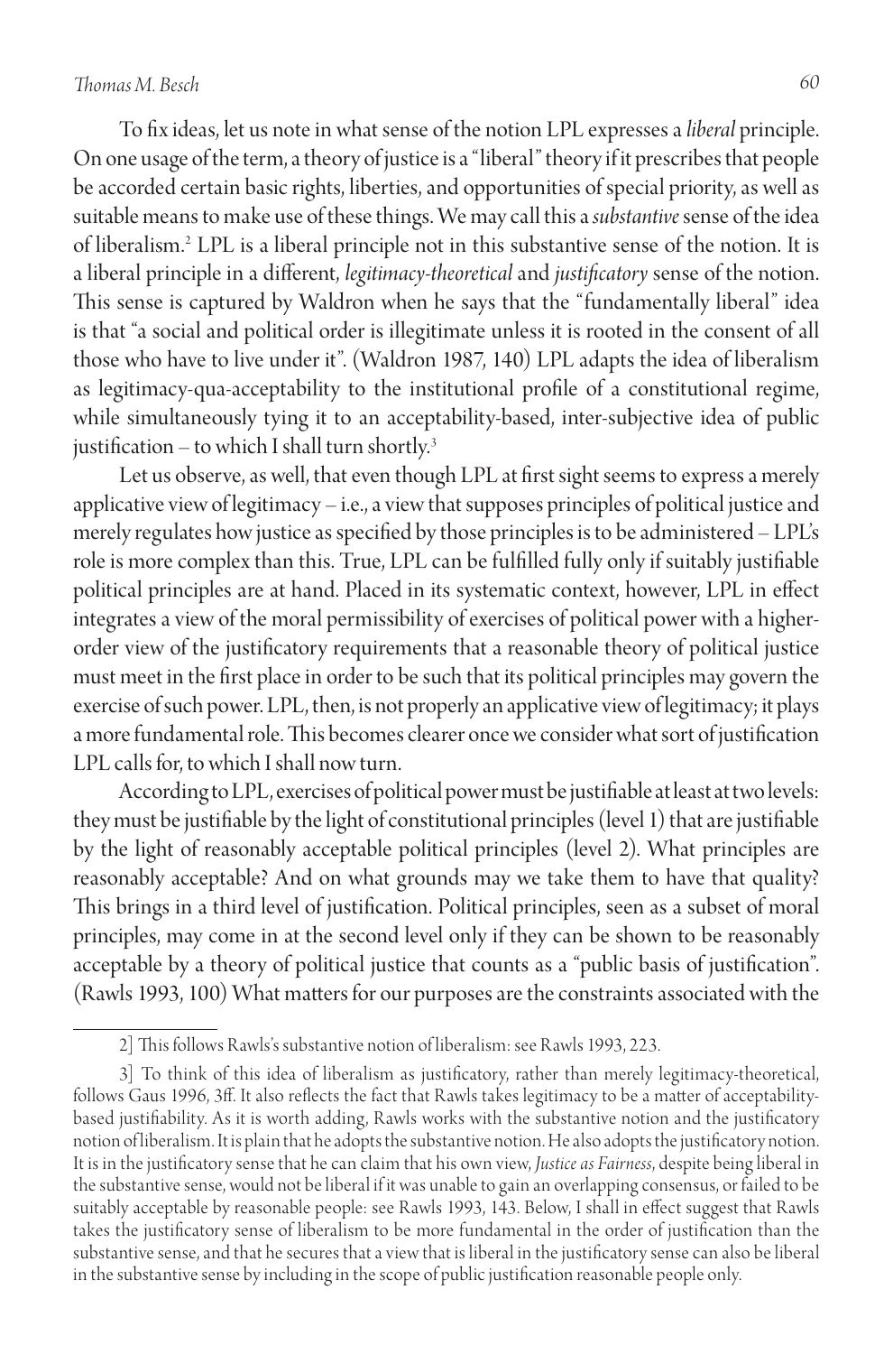To fix ideas, let us note in what sense of the notion LPL expresses a *liberal* principle. On one usage of the term, a theory of justice is a "liberal" theory if it prescribes that people be accorded certain basic rights, liberties, and opportunities of special priority, as well as suitable means to make use of these things. We may call this a *substantive* sense of the idea of liberalism.[2] LPL is a liberal principle not in this substantive sense of the notion. It is a liberal principle in a different, *legitimacy-theoretical* and *justificatory* sense of the notion. This sense is captured by Waldron when he says that the "fundamentally liberal" idea is that "a social and political order is illegitimate unless it is rooted in the consent of all those who have to live under it". (Waldron 1987, 140) LPL adapts the idea of liberalism as legitimacy-qua-acceptability to the institutional profile of a constitutional regime, while simultaneously tying it to an acceptability-based, inter-subjective idea of public justification – to which I shall turn shortly.[3]

Let us observe, as well, that even though LPL at first sight seems to express a merely applicative view of legitimacy – i.e., a view that supposes principles of political justice and merely regulates how justice as specified by those principles is to be administered – LPL's role is more complex than this. True, LPL can be fulfilled fully only if suitably justifiable political principles are at hand. Placed in its systematic context, however, LPL in effect integrates a view of the moral permissibility of exercises of political power with a higher-order view of the justificatory requirements that a reasonable theory of political justice must meet in the first place in order to be such that its political principles may govern the exercise of such power. LPL, then, is not properly an applicative view of legitimacy; it plays a more fundamental role. This becomes clearer once we consider what sort of justification LPL calls for, to which I shall now turn.

According to LPL, exercises of political power must be justifiable at least at two levels: they must be justifiable by the light of constitutional principles (level 1) that are justifiable by the light of reasonably acceptable political principles (level 2). What principles are reasonably acceptable? And on what grounds may we take them to have that quality? This brings in a third level of justification. Political principles, seen as a subset of moral principles, may come in at the second level only if they can be shown to be reasonably acceptable by a theory of political justice that counts as a "public basis of justification". (Rawls 1993, 100) What matters for our purposes are the constraints associated with the

---

2] This follows Rawls's substantive notion of liberalism: see Rawls 1993, 223.

3] To think of this idea of liberalism as justificatory, rather than merely legitimacy-theoretical, follows Gaus 1996, 3ff. It also reflects the fact that Rawls takes legitimacy to be a matter of acceptability-based justifiability. As it is worth adding, Rawls works with the substantive notion and the justificatory notion of liberalism. It is plain that he adopts the substantive notion. He also adopts the justificatory notion. It is in the justificatory sense that he can claim that his own view, *Justice as Fairness*, despite being liberal in the substantive sense, would not be liberal if it was unable to gain an overlapping consensus, or failed to be suitably acceptable by reasonable people: see Rawls 1993, 143. Below, I shall in effect suggest that Rawls takes the justificatory sense of liberalism to be more fundamental in the order of justification than the substantive sense, and that he secures that a view that is liberal in the justificatory sense can also be liberal in the substantive sense by including in the scope of public justification reasonable people only.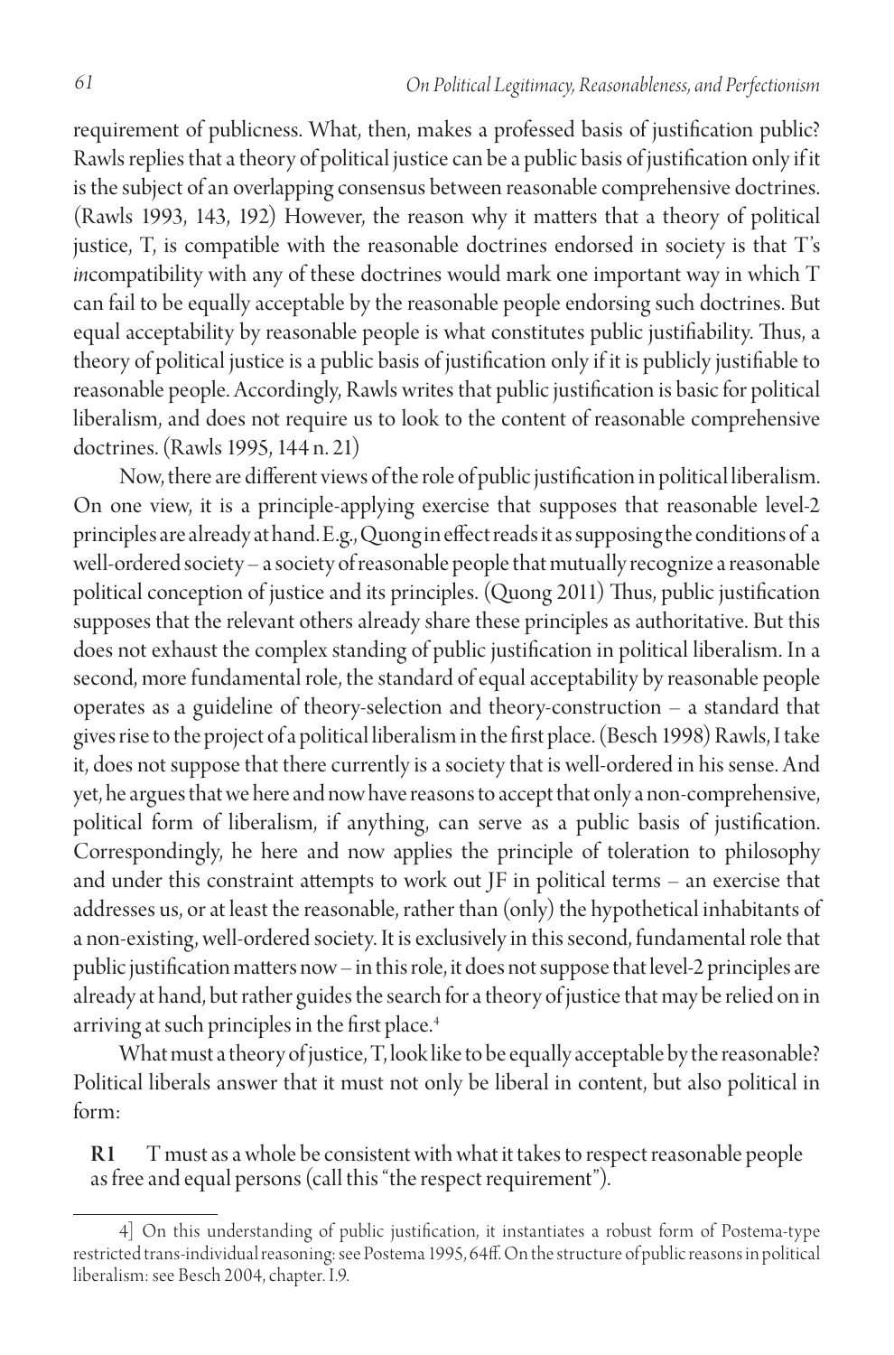requirement of publicness. What, then, makes a professed basis of justification public? Rawls replies that a theory of political justice can be a public basis of justification only if it is the subject of an overlapping consensus between reasonable comprehensive doctrines. (Rawls 1993, 143, 192) However, the reason why it matters that a theory of political justice, T, is compatible with the reasonable doctrines endorsed in society is that T's *in*compatibility with any of these doctrines would mark one important way in which T can fail to be equally acceptable by the reasonable people endorsing such doctrines. But equal acceptability by reasonable people is what constitutes public justifiability. Thus, a theory of political justice is a public basis of justification only if it is publicly justifiable to reasonable people. Accordingly, Rawls writes that public justification is basic for political liberalism, and does not require us to look to the content of reasonable comprehensive doctrines. (Rawls 1995, 144 n. 21)

Now, there are different views of the role of public justification in political liberalism. On one view, it is a principle-applying exercise that supposes that reasonable level-2 principles are already at hand. E.g., Quong in effect reads it as supposing the conditions of a well-ordered society – a society of reasonable people that mutually recognize a reasonable political conception of justice and its principles. (Quong 2011) Thus, public justification supposes that the relevant others already share these principles as authoritative. But this does not exhaust the complex standing of public justification in political liberalism. In a second, more fundamental role, the standard of equal acceptability by reasonable people operates as a guideline of theory-selection and theory-construction – a standard that gives rise to the project of a political liberalism in the first place. (Besch 1998) Rawls, I take it, does not suppose that there currently is a society that is well-ordered in his sense. And yet, he argues that we here and now have reasons to accept that only a non-comprehensive, political form of liberalism, if anything, can serve as a public basis of justification. Correspondingly, he here and now applies the principle of toleration to philosophy and under this constraint attempts to work out JF in political terms – an exercise that addresses us, or at least the reasonable, rather than (only) the hypothetical inhabitants of a non-existing, well-ordered society. It is exclusively in this second, fundamental role that public justification matters now – in this role, it does not suppose that level-2 principles are already at hand, but rather guides the search for a theory of justice that may be relied on in arriving at such principles in the first place.[4]

What must a theory of justice, T, look like to be equally acceptable by the reasonable? Political liberals answer that it must not only be liberal in content, but also political in form:

**R1** T must as a whole be consistent with what it takes to respect reasonable people as free and equal persons (call this "the respect requirement").

4] On this understanding of public justification, it instantiates a robust form of Postema-type restricted trans-individual reasoning: see Postema 1995, 64ff. On the structure of public reasons in political liberalism: see Besch 2004, chapter. I.9.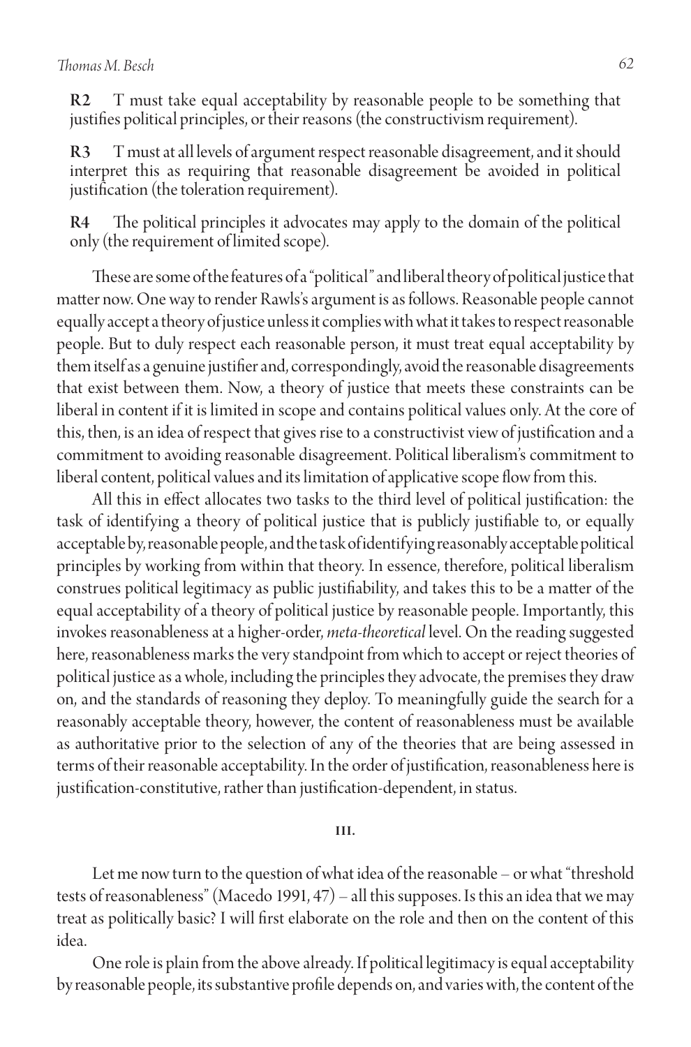**R2** T must take equal acceptability by reasonable people to be something that justifies political principles, or their reasons (the constructivism requirement).

**R3** T must at all levels of argument respect reasonable disagreement, and it should interpret this as requiring that reasonable disagreement be avoided in political justification (the toleration requirement).

**R4** The political principles it advocates may apply to the domain of the political only (the requirement of limited scope).

These are some of the features of a "political" and liberal theory of political justice that matter now. One way to render Rawls's argument is as follows. Reasonable people cannot equally accept a theory of justice unless it complies with what it takes to respect reasonable people. But to duly respect each reasonable person, it must treat equal acceptability by them itself as a genuine justifier and, correspondingly, avoid the reasonable disagreements that exist between them. Now, a theory of justice that meets these constraints can be liberal in content if it is limited in scope and contains political values only. At the core of this, then, is an idea of respect that gives rise to a constructivist view of justification and a commitment to avoiding reasonable disagreement. Political liberalism's commitment to liberal content, political values and its limitation of applicative scope flow from this.

All this in effect allocates two tasks to the third level of political justification: the task of identifying a theory of political justice that is publicly justifiable to, or equally acceptable by, reasonable people, and the task of identifying reasonably acceptable political principles by working from within that theory. In essence, therefore, political liberalism construes political legitimacy as public justifiability, and takes this to be a matter of the equal acceptability of a theory of political justice by reasonable people. Importantly, this invokes reasonableness at a higher-order, *meta-theoretical* level. On the reading suggested here, reasonableness marks the very standpoint from which to accept or reject theories of political justice as a whole, including the principles they advocate, the premises they draw on, and the standards of reasoning they deploy. To meaningfully guide the search for a reasonably acceptable theory, however, the content of reasonableness must be available as authoritative prior to the selection of any of the theories that are being assessed in terms of their reasonable acceptability. In the order of justification, reasonableness here is justification-constitutive, rather than justification-dependent, in status.

## III.

Let me now turn to the question of what idea of the reasonable – or what "threshold tests of reasonableness" (Macedo 1991, 47) – all this supposes. Is this an idea that we may treat as politically basic? I will first elaborate on the role and then on the content of this idea.

One role is plain from the above already. If political legitimacy is equal acceptability by reasonable people, its substantive profile depends on, and varies with, the content of the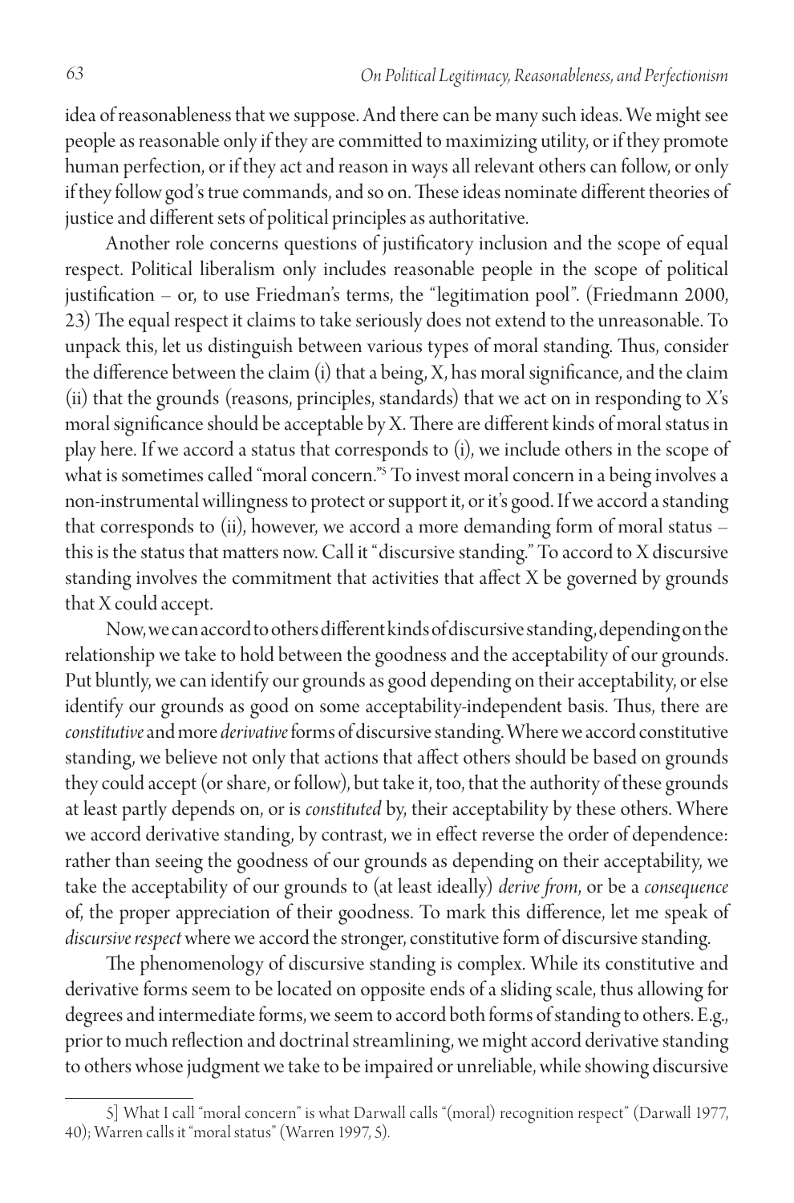idea of reasonableness that we suppose. And there can be many such ideas. We might see people as reasonable only if they are committed to maximizing utility, or if they promote human perfection, or if they act and reason in ways all relevant others can follow, or only if they follow god's true commands, and so on. These ideas nominate different theories of justice and different sets of political principles as authoritative.

Another role concerns questions of justificatory inclusion and the scope of equal respect. Political liberalism only includes reasonable people in the scope of political justification – or, to use Friedman's terms, the "legitimation pool". (Friedmann 2000, 23) The equal respect it claims to take seriously does not extend to the unreasonable. To unpack this, let us distinguish between various types of moral standing. Thus, consider the difference between the claim (i) that a being, X, has moral significance, and the claim (ii) that the grounds (reasons, principles, standards) that we act on in responding to X's moral significance should be acceptable by X. There are different kinds of moral status in play here. If we accord a status that corresponds to (i), we include others in the scope of what is sometimes called "moral concern."[5] To invest moral concern in a being involves a non-instrumental willingness to protect or support it, or it's good. If we accord a standing that corresponds to (ii), however, we accord a more demanding form of moral status – this is the status that matters now. Call it "discursive standing." To accord to X discursive standing involves the commitment that activities that affect X be governed by grounds that X could accept.

Now, we can accord to others different kinds of discursive standing, depending on the relationship we take to hold between the goodness and the acceptability of our grounds. Put bluntly, we can identify our grounds as good depending on their acceptability, or else identify our grounds as good on some acceptability-independent basis. Thus, there are *constitutive* and more *derivative* forms of discursive standing. Where we accord constitutive standing, we believe not only that actions that affect others should be based on grounds they could accept (or share, or follow), but take it, too, that the authority of these grounds at least partly depends on, or is *constituted* by, their acceptability by these others. Where we accord derivative standing, by contrast, we in effect reverse the order of dependence: rather than seeing the goodness of our grounds as depending on their acceptability, we take the acceptability of our grounds to (at least ideally) *derive from*, or be a *consequence* of, the proper appreciation of their goodness. To mark this difference, let me speak of *discursive respect* where we accord the stronger, constitutive form of discursive standing.

The phenomenology of discursive standing is complex. While its constitutive and derivative forms seem to be located on opposite ends of a sliding scale, thus allowing for degrees and intermediate forms, we seem to accord both forms of standing to others. E.g., prior to much reflection and doctrinal streamlining, we might accord derivative standing to others whose judgment we take to be impaired or unreliable, while showing discursive

5] What I call "moral concern" is what Darwall calls "(moral) recognition respect" (Darwall 1977, 40); Warren calls it "moral status" (Warren 1997, 5).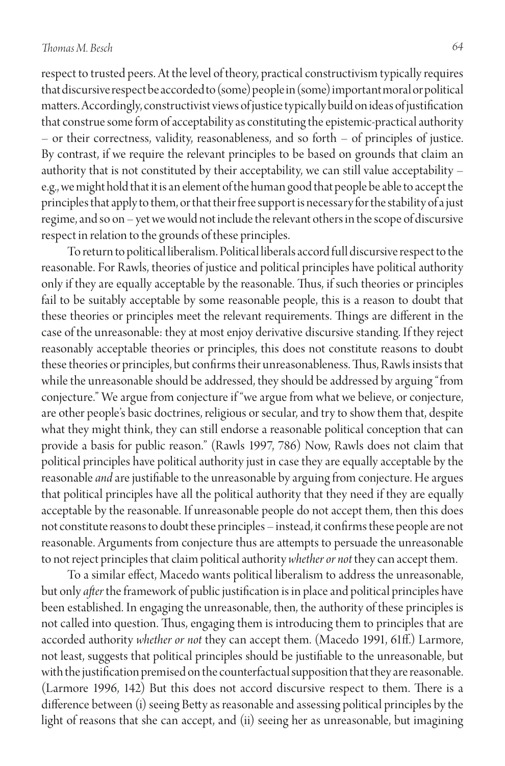respect to trusted peers. At the level of theory, practical constructivism typically requires that discursive respect be accorded to (some) people in (some) important moral or political matters. Accordingly, constructivist views of justice typically build on ideas of justification that construe some form of acceptability as constituting the epistemic-practical authority – or their correctness, validity, reasonableness, and so forth – of principles of justice. By contrast, if we require the relevant principles to be based on grounds that claim an authority that is not constituted by their acceptability, we can still value acceptability – e.g., we might hold that it is an element of the human good that people be able to accept the principles that apply to them, or that their free support is necessary for the stability of a just regime, and so on – yet we would not include the relevant others in the scope of discursive respect in relation to the grounds of these principles.

To return to political liberalism. Political liberals accord full discursive respect to the reasonable. For Rawls, theories of justice and political principles have political authority only if they are equally acceptable by the reasonable. Thus, if such theories or principles fail to be suitably acceptable by some reasonable people, this is a reason to doubt that these theories or principles meet the relevant requirements. Things are different in the case of the unreasonable: they at most enjoy derivative discursive standing. If they reject reasonably acceptable theories or principles, this does not constitute reasons to doubt these theories or principles, but confirms their unreasonableness. Thus, Rawls insists that while the unreasonable should be addressed, they should be addressed by arguing "from conjecture." We argue from conjecture if "we argue from what we believe, or conjecture, are other people's basic doctrines, religious or secular, and try to show them that, despite what they might think, they can still endorse a reasonable political conception that can provide a basis for public reason." (Rawls 1997, 786) Now, Rawls does not claim that political principles have political authority just in case they are equally acceptable by the reasonable *and* are justifiable to the unreasonable by arguing from conjecture. He argues that political principles have all the political authority that they need if they are equally acceptable by the reasonable. If unreasonable people do not accept them, then this does not constitute reasons to doubt these principles – instead, it confirms these people are not reasonable. Arguments from conjecture thus are attempts to persuade the unreasonable to not reject principles that claim political authority *whether or not* they can accept them.

To a similar effect, Macedo wants political liberalism to address the unreasonable, but only *after* the framework of public justification is in place and political principles have been established. In engaging the unreasonable, then, the authority of these principles is not called into question. Thus, engaging them is introducing them to principles that are accorded authority *whether or not* they can accept them. (Macedo 1991, 61ff.) Larmore, not least, suggests that political principles should be justifiable to the unreasonable, but with the justification premised on the counterfactual supposition that they are reasonable. (Larmore 1996, 142) But this does not accord discursive respect to them. There is a difference between (i) seeing Betty as reasonable and assessing political principles by the light of reasons that she can accept, and (ii) seeing her as unreasonable, but imagining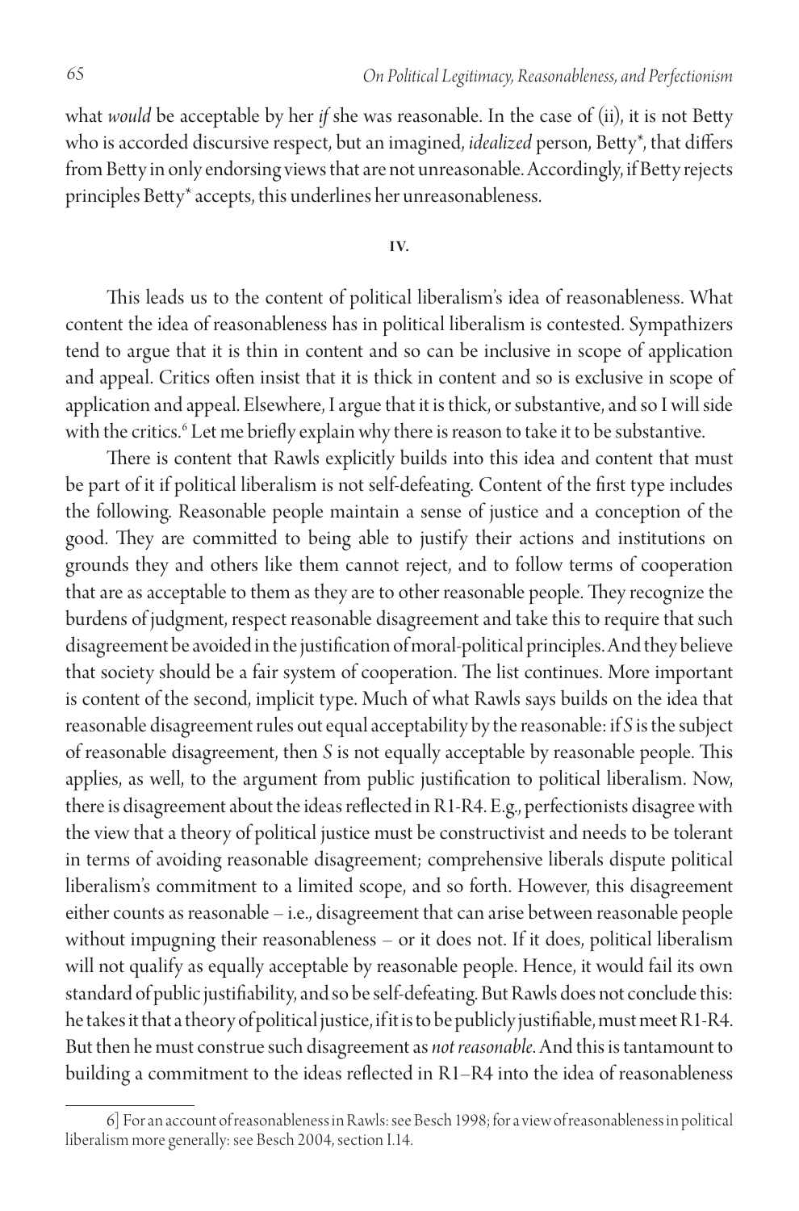what *would* be acceptable by her *if* she was reasonable. In the case of (ii), it is not Betty who is accorded discursive respect, but an imagined, *idealized* person, Betty*, that differs from Betty in only endorsing views that are not unreasonable. Accordingly, if Betty rejects principles Betty* accepts, this underlines her unreasonableness.

## IV.

This leads us to the content of political liberalism's idea of reasonableness. What content the idea of reasonableness has in political liberalism is contested. Sympathizers tend to argue that it is thin in content and so can be inclusive in scope of application and appeal. Critics often insist that it is thick in content and so is exclusive in scope of application and appeal. Elsewhere, I argue that it is thick, or substantive, and so I will side with the critics.[6] Let me briefly explain why there is reason to take it to be substantive.

There is content that Rawls explicitly builds into this idea and content that must be part of it if political liberalism is not self-defeating. Content of the first type includes the following. Reasonable people maintain a sense of justice and a conception of the good. They are committed to being able to justify their actions and institutions on grounds they and others like them cannot reject, and to follow terms of cooperation that are as acceptable to them as they are to other reasonable people. They recognize the burdens of judgment, respect reasonable disagreement and take this to require that such disagreement be avoided in the justification of moral-political principles. And they believe that society should be a fair system of cooperation. The list continues. More important is content of the second, implicit type. Much of what Rawls says builds on the idea that reasonable disagreement rules out equal acceptability by the reasonable: if *S* is the subject of reasonable disagreement, then *S* is not equally acceptable by reasonable people. This applies, as well, to the argument from public justification to political liberalism. Now, there is disagreement about the ideas reflected in R1-R4. E.g., perfectionists disagree with the view that a theory of political justice must be constructivist and needs to be tolerant in terms of avoiding reasonable disagreement; comprehensive liberals dispute political liberalism's commitment to a limited scope, and so forth. However, this disagreement either counts as reasonable – i.e., disagreement that can arise between reasonable people without impugning their reasonableness – or it does not. If it does, political liberalism will not qualify as equally acceptable by reasonable people. Hence, it would fail its own standard of public justifiability, and so be self-defeating. But Rawls does not conclude this: he takes it that a theory of political justice, if it is to be publicly justifiable, must meet R1-R4. But then he must construe such disagreement as *not reasonable*. And this is tantamount to building a commitment to the ideas reflected in R1–R4 into the idea of reasonableness

6] For an account of reasonableness in Rawls: see Besch 1998; for a view of reasonableness in political liberalism more generally: see Besch 2004, section I.14.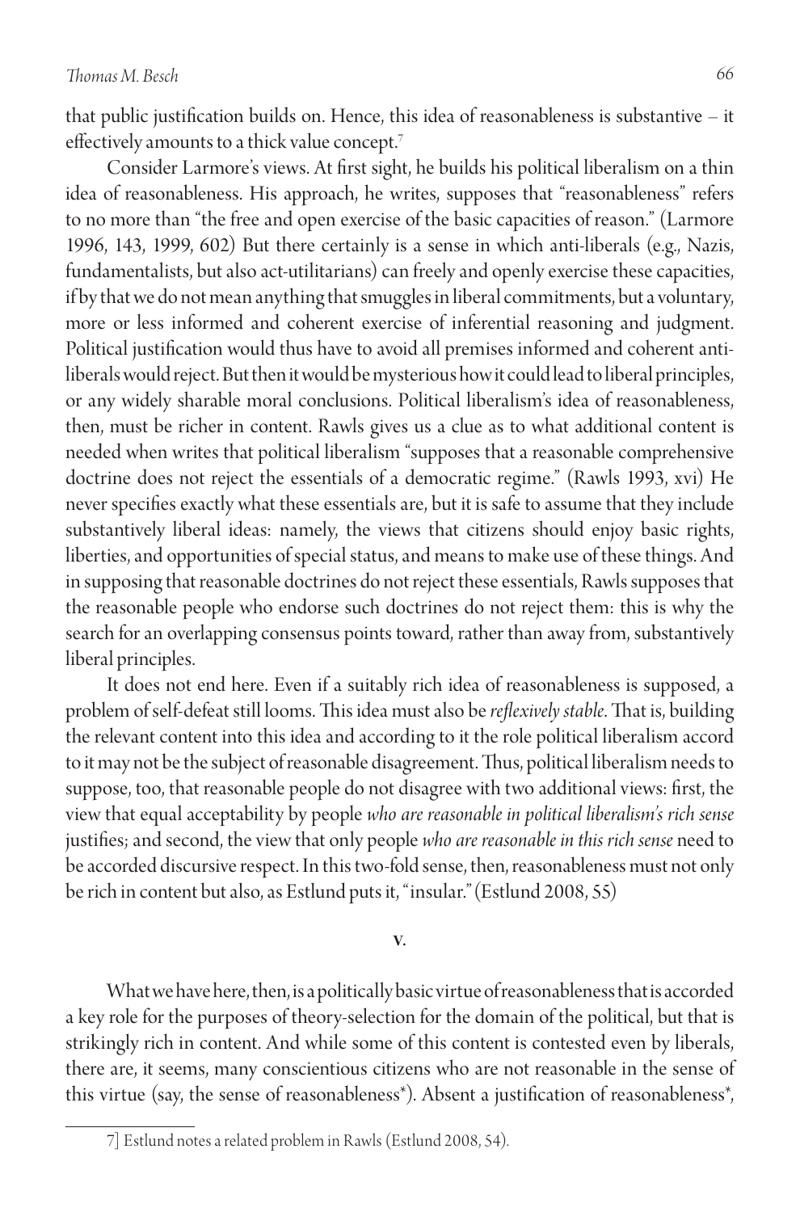that public justification builds on. Hence, this idea of reasonableness is substantive – it effectively amounts to a thick value concept.[7]

Consider Larmore's views. At first sight, he builds his political liberalism on a thin idea of reasonableness. His approach, he writes, supposes that "reasonableness" refers to no more than "the free and open exercise of the basic capacities of reason." (Larmore 1996, 143, 1999, 602) But there certainly is a sense in which anti-liberals (e.g., Nazis, fundamentalists, but also act-utilitarians) can freely and openly exercise these capacities, if by that we do not mean anything that smuggles in liberal commitments, but a voluntary, more or less informed and coherent exercise of inferential reasoning and judgment. Political justification would thus have to avoid all premises informed and coherent anti-liberals would reject. But then it would be mysterious how it could lead to liberal principles, or any widely sharable moral conclusions. Political liberalism's idea of reasonableness, then, must be richer in content. Rawls gives us a clue as to what additional content is needed when writes that political liberalism "supposes that a reasonable comprehensive doctrine does not reject the essentials of a democratic regime." (Rawls 1993, xvi) He never specifies exactly what these essentials are, but it is safe to assume that they include substantively liberal ideas: namely, the views that citizens should enjoy basic rights, liberties, and opportunities of special status, and means to make use of these things. And in supposing that reasonable doctrines do not reject these essentials, Rawls supposes that the reasonable people who endorse such doctrines do not reject them: this is why the search for an overlapping consensus points toward, rather than away from, substantively liberal principles.

It does not end here. Even if a suitably rich idea of reasonableness is supposed, a problem of self-defeat still looms. This idea must also be *reflexively stable*. That is, building the relevant content into this idea and according to it the role political liberalism accord to it may not be the subject of reasonable disagreement. Thus, political liberalism needs to suppose, too, that reasonable people do not disagree with two additional views: first, the view that equal acceptability by people *who are reasonable in political liberalism's rich sense* justifies; and second, the view that only people *who are reasonable in this rich sense* need to be accorded discursive respect. In this two-fold sense, then, reasonableness must not only be rich in content but also, as Estlund puts it, "insular." (Estlund 2008, 55)

## V.

What we have here, then, is a politically basic virtue of reasonableness that is accorded a key role for the purposes of theory-selection for the domain of the political, but that is strikingly rich in content. And while some of this content is contested even by liberals, there are, it seems, many conscientious citizens who are not reasonable in the sense of this virtue (say, the sense of reasonableness*). Absent a justification of reasonableness*,

7] Estlund notes a related problem in Rawls (Estlund 2008, 54).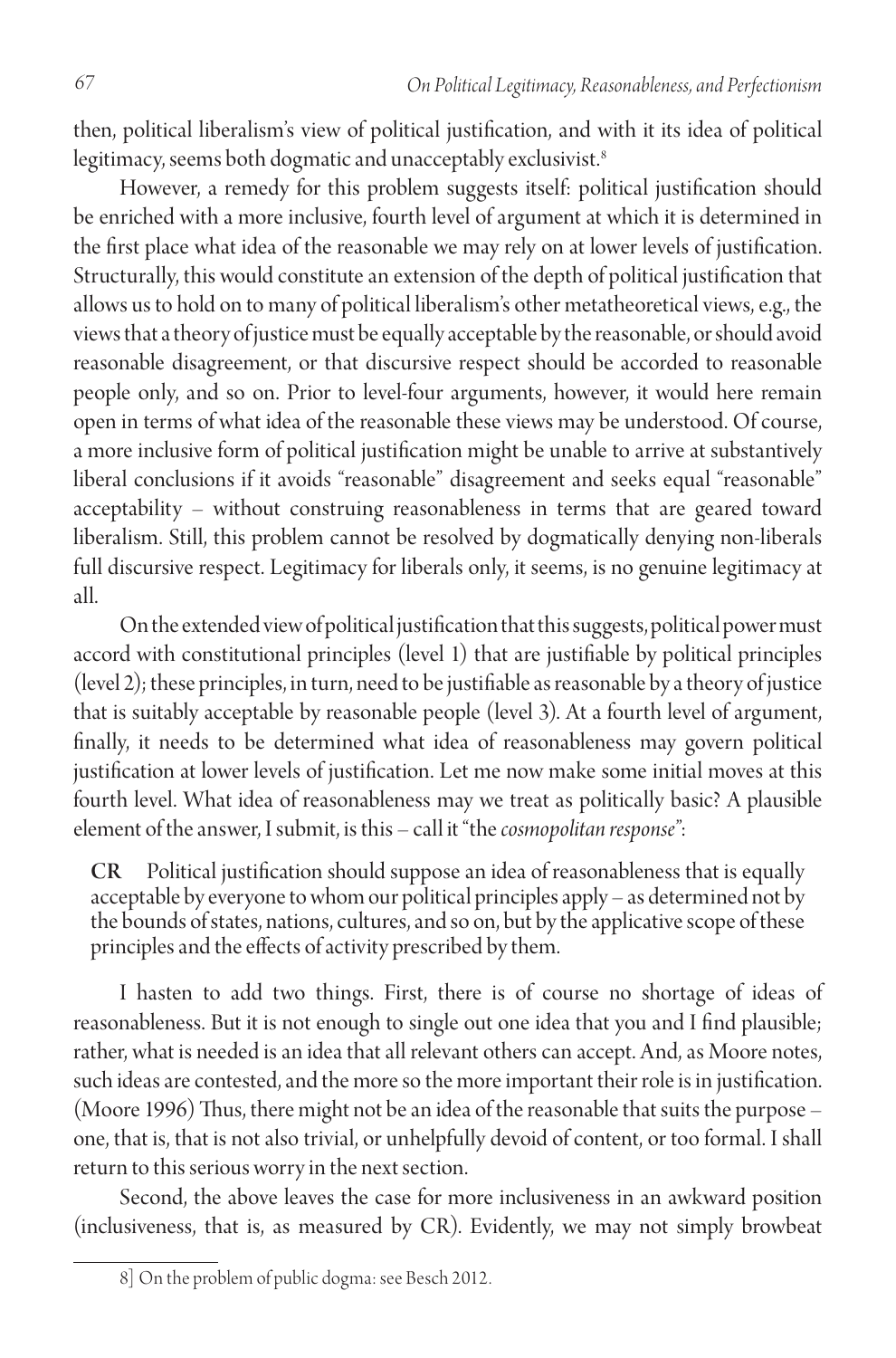then, political liberalism's view of political justification, and with it its idea of political legitimacy, seems both dogmatic and unacceptably exclusivist.[8]

However, a remedy for this problem suggests itself: political justification should be enriched with a more inclusive, fourth level of argument at which it is determined in the first place what idea of the reasonable we may rely on at lower levels of justification. Structurally, this would constitute an extension of the depth of political justification that allows us to hold on to many of political liberalism's other metatheoretical views, e.g., the views that a theory of justice must be equally acceptable by the reasonable, or should avoid reasonable disagreement, or that discursive respect should be accorded to reasonable people only, and so on. Prior to level-four arguments, however, it would here remain open in terms of what idea of the reasonable these views may be understood. Of course, a more inclusive form of political justification might be unable to arrive at substantively liberal conclusions if it avoids "reasonable" disagreement and seeks equal "reasonable" acceptability – without construing reasonableness in terms that are geared toward liberalism. Still, this problem cannot be resolved by dogmatically denying non-liberals full discursive respect. Legitimacy for liberals only, it seems, is no genuine legitimacy at all.

On the extended view of political justification that this suggests, political power must accord with constitutional principles (level 1) that are justifiable by political principles (level 2); these principles, in turn, need to be justifiable as reasonable by a theory of justice that is suitably acceptable by reasonable people (level 3). At a fourth level of argument, finally, it needs to be determined what idea of reasonableness may govern political justification at lower levels of justification. Let me now make some initial moves at this fourth level. What idea of reasonableness may we treat as politically basic? A plausible element of the answer, I submit, is this – call it "the *cosmopolitan response*":

> **CR** Political justification should suppose an idea of reasonableness that is equally acceptable by everyone to whom our political principles apply – as determined not by the bounds of states, nations, cultures, and so on, but by the applicative scope of these principles and the effects of activity prescribed by them.

I hasten to add two things. First, there is of course no shortage of ideas of reasonableness. But it is not enough to single out one idea that you and I find plausible; rather, what is needed is an idea that all relevant others can accept. And, as Moore notes, such ideas are contested, and the more so the more important their role is in justification. (Moore 1996) Thus, there might not be an idea of the reasonable that suits the purpose – one, that is, that is not also trivial, or unhelpfully devoid of content, or too formal. I shall return to this serious worry in the next section.

Second, the above leaves the case for more inclusiveness in an awkward position (inclusiveness, that is, as measured by CR). Evidently, we may not simply browbeat

---

8] On the problem of public dogma: see Besch 2012.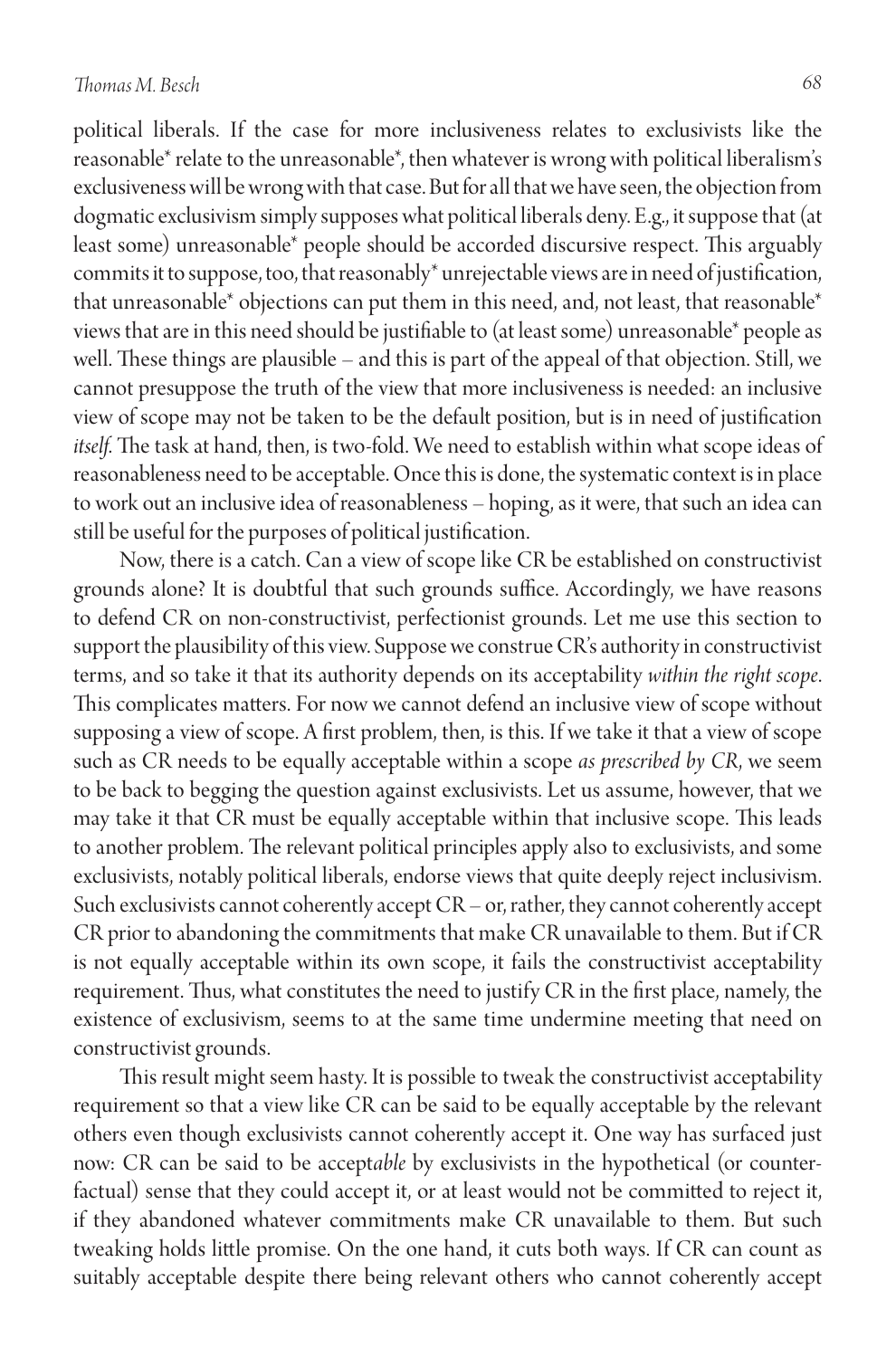political liberals. If the case for more inclusiveness relates to exclusivists like the reasonable* relate to the unreasonable*, then whatever is wrong with political liberalism's exclusiveness will be wrong with that case. But for all that we have seen, the objection from dogmatic exclusivism simply supposes what political liberals deny. E.g., it suppose that (at least some) unreasonable* people should be accorded discursive respect. This arguably commits it to suppose, too, that reasonably* unrejectable views are in need of justification, that unreasonable* objections can put them in this need, and, not least, that reasonable* views that are in this need should be justifiable to (at least some) unreasonable* people as well. These things are plausible – and this is part of the appeal of that objection. Still, we cannot presuppose the truth of the view that more inclusiveness is needed: an inclusive view of scope may not be taken to be the default position, but is in need of justification *itself*. The task at hand, then, is two-fold. We need to establish within what scope ideas of reasonableness need to be acceptable. Once this is done, the systematic context is in place to work out an inclusive idea of reasonableness – hoping, as it were, that such an idea can still be useful for the purposes of political justification.

Now, there is a catch. Can a view of scope like CR be established on constructivist grounds alone? It is doubtful that such grounds suffice. Accordingly, we have reasons to defend CR on non-constructivist, perfectionist grounds. Let me use this section to support the plausibility of this view. Suppose we construe CR's authority in constructivist terms, and so take it that its authority depends on its acceptability *within the right scope*. This complicates matters. For now we cannot defend an inclusive view of scope without supposing a view of scope. A first problem, then, is this. If we take it that a view of scope such as CR needs to be equally acceptable within a scope *as prescribed by CR*, we seem to be back to begging the question against exclusivists. Let us assume, however, that we may take it that CR must be equally acceptable within that inclusive scope. This leads to another problem. The relevant political principles apply also to exclusivists, and some exclusivists, notably political liberals, endorse views that quite deeply reject inclusivism. Such exclusivists cannot coherently accept CR – or, rather, they cannot coherently accept CR prior to abandoning the commitments that make CR unavailable to them. But if CR is not equally acceptable within its own scope, it fails the constructivist acceptability requirement. Thus, what constitutes the need to justify CR in the first place, namely, the existence of exclusivism, seems to at the same time undermine meeting that need on constructivist grounds.

This result might seem hasty. It is possible to tweak the constructivist acceptability requirement so that a view like CR can be said to be equally acceptable by the relevant others even though exclusivists cannot coherently accept it. One way has surfaced just now: CR can be said to be accept*able* by exclusivists in the hypothetical (or counterfactual) sense that they could accept it, or at least would not be committed to reject it, if they abandoned whatever commitments make CR unavailable to them. But such tweaking holds little promise. On the one hand, it cuts both ways. If CR can count as suitably acceptable despite there being relevant others who cannot coherently accept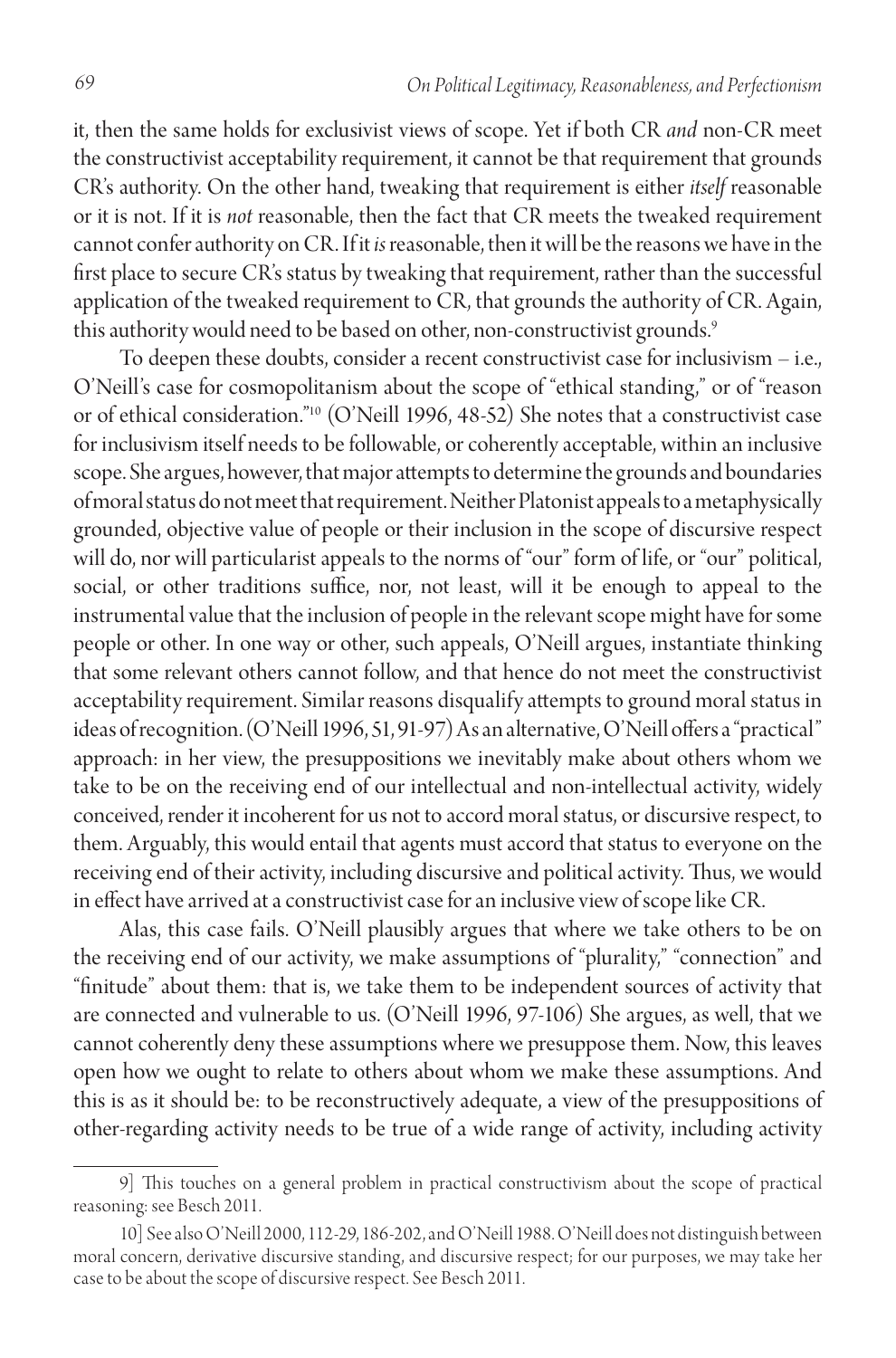it, then the same holds for exclusivist views of scope. Yet if both CR *and* non-CR meet the constructivist acceptability requirement, it cannot be that requirement that grounds CR's authority. On the other hand, tweaking that requirement is either *itself* reasonable or it is not. If it is *not* reasonable, then the fact that CR meets the tweaked requirement cannot confer authority on CR. If it *is* reasonable, then it will be the reasons we have in the first place to secure CR's status by tweaking that requirement, rather than the successful application of the tweaked requirement to CR, that grounds the authority of CR. Again, this authority would need to be based on other, non-constructivist grounds.[9]

To deepen these doubts, consider a recent constructivist case for inclusivism – i.e., O'Neill's case for cosmopolitanism about the scope of "ethical standing," or of "reason or of ethical consideration."[10] (O'Neill 1996, 48-52) She notes that a constructivist case for inclusivism itself needs to be followable, or coherently acceptable, within an inclusive scope. She argues, however, that major attempts to determine the grounds and boundaries of moral status do not meet that requirement. Neither Platonist appeals to a metaphysically grounded, objective value of people or their inclusion in the scope of discursive respect will do, nor will particularist appeals to the norms of "our" form of life, or "our" political, social, or other traditions suffice, nor, not least, will it be enough to appeal to the instrumental value that the inclusion of people in the relevant scope might have for some people or other. In one way or other, such appeals, O'Neill argues, instantiate thinking that some relevant others cannot follow, and that hence do not meet the constructivist acceptability requirement. Similar reasons disqualify attempts to ground moral status in ideas of recognition. (O'Neill 1996, 51, 91-97) As an alternative, O'Neill offers a "practical" approach: in her view, the presuppositions we inevitably make about others whom we take to be on the receiving end of our intellectual and non-intellectual activity, widely conceived, render it incoherent for us not to accord moral status, or discursive respect, to them. Arguably, this would entail that agents must accord that status to everyone on the receiving end of their activity, including discursive and political activity. Thus, we would in effect have arrived at a constructivist case for an inclusive view of scope like CR.

Alas, this case fails. O'Neill plausibly argues that where we take others to be on the receiving end of our activity, we make assumptions of "plurality," "connection" and "finitude" about them: that is, we take them to be independent sources of activity that are connected and vulnerable to us. (O'Neill 1996, 97-106) She argues, as well, that we cannot coherently deny these assumptions where we presuppose them. Now, this leaves open how we ought to relate to others about whom we make these assumptions. And this is as it should be: to be reconstructively adequate, a view of the presuppositions of other-regarding activity needs to be true of a wide range of activity, including activity

9] This touches on a general problem in practical constructivism about the scope of practical reasoning: see Besch 2011.

10] See also O'Neill 2000, 112-29, 186-202, and O'Neill 1988. O'Neill does not distinguish between moral concern, derivative discursive standing, and discursive respect; for our purposes, we may take her case to be about the scope of discursive respect. See Besch 2011.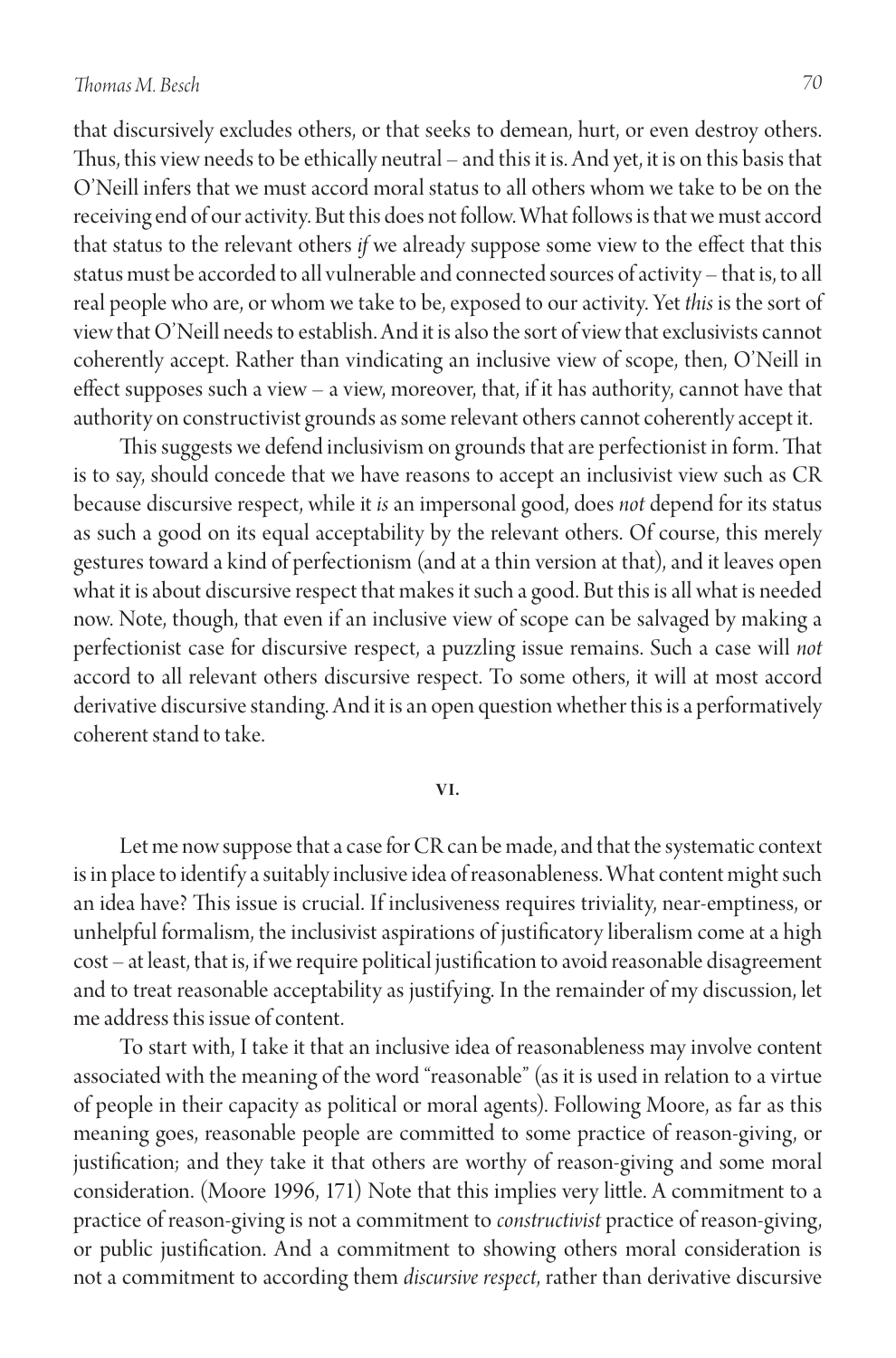that discursively excludes others, or that seeks to demean, hurt, or even destroy others. Thus, this view needs to be ethically neutral – and this it is. And yet, it is on this basis that O'Neill infers that we must accord moral status to all others whom we take to be on the receiving end of our activity. But this does not follow. What follows is that we must accord that status to the relevant others *if* we already suppose some view to the effect that this status must be accorded to all vulnerable and connected sources of activity – that is, to all real people who are, or whom we take to be, exposed to our activity. Yet *this* is the sort of view that O'Neill needs to establish. And it is also the sort of view that exclusivists cannot coherently accept. Rather than vindicating an inclusive view of scope, then, O'Neill in effect supposes such a view – a view, moreover, that, if it has authority, cannot have that authority on constructivist grounds as some relevant others cannot coherently accept it.

This suggests we defend inclusivism on grounds that are perfectionist in form. That is to say, should concede that we have reasons to accept an inclusivist view such as CR because discursive respect, while it *is* an impersonal good, does *not* depend for its status as such a good on its equal acceptability by the relevant others. Of course, this merely gestures toward a kind of perfectionism (and at a thin version at that), and it leaves open what it is about discursive respect that makes it such a good. But this is all what is needed now. Note, though, that even if an inclusive view of scope can be salvaged by making a perfectionist case for discursive respect, a puzzling issue remains. Such a case will *not* accord to all relevant others discursive respect. To some others, it will at most accord derivative discursive standing. And it is an open question whether this is a performatively coherent stand to take.

## VI.

Let me now suppose that a case for CR can be made, and that the systematic context is in place to identify a suitably inclusive idea of reasonableness. What content might such an idea have? This issue is crucial. If inclusiveness requires triviality, near-emptiness, or unhelpful formalism, the inclusivist aspirations of justificatory liberalism come at a high cost – at least, that is, if we require political justification to avoid reasonable disagreement and to treat reasonable acceptability as justifying. In the remainder of my discussion, let me address this issue of content.

To start with, I take it that an inclusive idea of reasonableness may involve content associated with the meaning of the word "reasonable" (as it is used in relation to a virtue of people in their capacity as political or moral agents). Following Moore, as far as this meaning goes, reasonable people are committed to some practice of reason-giving, or justification; and they take it that others are worthy of reason-giving and some moral consideration. (Moore 1996, 171) Note that this implies very little. A commitment to a practice of reason-giving is not a commitment to *constructivist* practice of reason-giving, or public justification. And a commitment to showing others moral consideration is not a commitment to according them *discursive respect*, rather than derivative discursive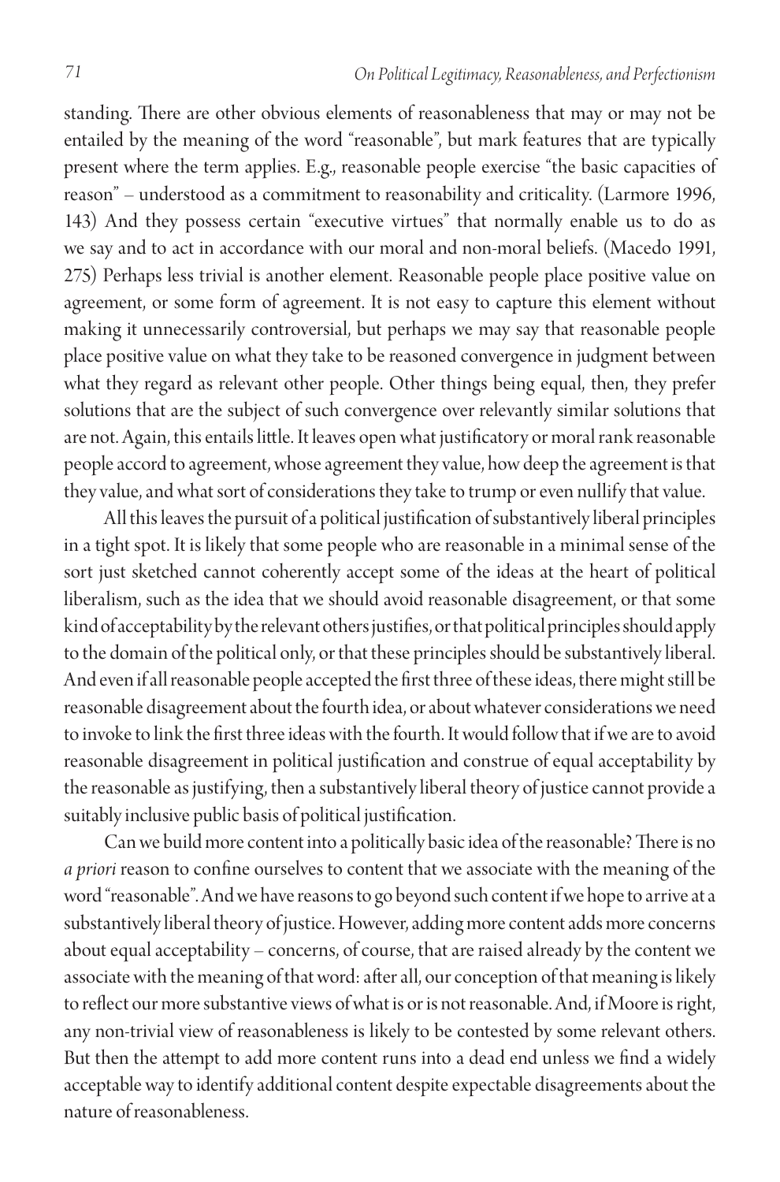standing. There are other obvious elements of reasonableness that may or may not be entailed by the meaning of the word "reasonable", but mark features that are typically present where the term applies. E.g., reasonable people exercise "the basic capacities of reason" – understood as a commitment to reasonability and criticality. (Larmore 1996, 143) And they possess certain "executive virtues" that normally enable us to do as we say and to act in accordance with our moral and non-moral beliefs. (Macedo 1991, 275) Perhaps less trivial is another element. Reasonable people place positive value on agreement, or some form of agreement. It is not easy to capture this element without making it unnecessarily controversial, but perhaps we may say that reasonable people place positive value on what they take to be reasoned convergence in judgment between what they regard as relevant other people. Other things being equal, then, they prefer solutions that are the subject of such convergence over relevantly similar solutions that are not. Again, this entails little. It leaves open what justificatory or moral rank reasonable people accord to agreement, whose agreement they value, how deep the agreement is that they value, and what sort of considerations they take to trump or even nullify that value.

All this leaves the pursuit of a political justification of substantively liberal principles in a tight spot. It is likely that some people who are reasonable in a minimal sense of the sort just sketched cannot coherently accept some of the ideas at the heart of political liberalism, such as the idea that we should avoid reasonable disagreement, or that some kind of acceptability by the relevant others justifies, or that political principles should apply to the domain of the political only, or that these principles should be substantively liberal. And even if all reasonable people accepted the first three of these ideas, there might still be reasonable disagreement about the fourth idea, or about whatever considerations we need to invoke to link the first three ideas with the fourth. It would follow that if we are to avoid reasonable disagreement in political justification and construe of equal acceptability by the reasonable as justifying, then a substantively liberal theory of justice cannot provide a suitably inclusive public basis of political justification.

Can we build more content into a politically basic idea of the reasonable? There is no *a priori* reason to confine ourselves to content that we associate with the meaning of the word "reasonable". And we have reasons to go beyond such content if we hope to arrive at a substantively liberal theory of justice. However, adding more content adds more concerns about equal acceptability – concerns, of course, that are raised already by the content we associate with the meaning of that word: after all, our conception of that meaning is likely to reflect our more substantive views of what is or is not reasonable. And, if Moore is right, any non-trivial view of reasonableness is likely to be contested by some relevant others. But then the attempt to add more content runs into a dead end unless we find a widely acceptable way to identify additional content despite expectable disagreements about the nature of reasonableness.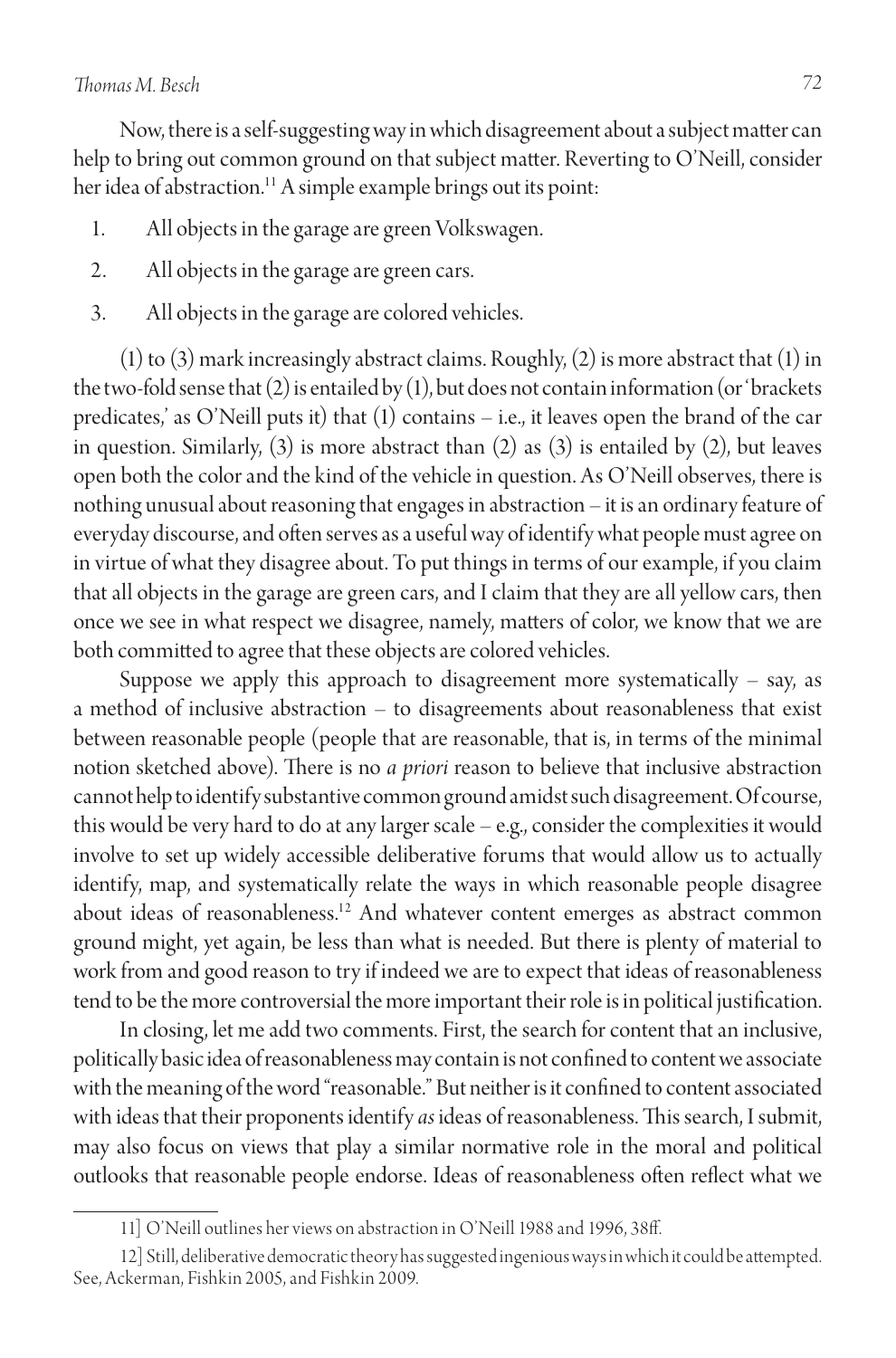Now, there is a self-suggesting way in which disagreement about a subject matter can help to bring out common ground on that subject matter. Reverting to O'Neill, consider her idea of abstraction.[11] A simple example brings out its point:

1. All objects in the garage are green Volkswagen.
2. All objects in the garage are green cars.
3. All objects in the garage are colored vehicles.

(1) to (3) mark increasingly abstract claims. Roughly, (2) is more abstract that (1) in the two-fold sense that (2) is entailed by (1), but does not contain information (or 'brackets predicates,' as O'Neill puts it) that (1) contains – i.e., it leaves open the brand of the car in question. Similarly, (3) is more abstract than (2) as (3) is entailed by (2), but leaves open both the color and the kind of the vehicle in question. As O'Neill observes, there is nothing unusual about reasoning that engages in abstraction – it is an ordinary feature of everyday discourse, and often serves as a useful way of identify what people must agree on in virtue of what they disagree about. To put things in terms of our example, if you claim that all objects in the garage are green cars, and I claim that they are all yellow cars, then once we see in what respect we disagree, namely, matters of color, we know that we are both committed to agree that these objects are colored vehicles.

Suppose we apply this approach to disagreement more systematically – say, as a method of inclusive abstraction – to disagreements about reasonableness that exist between reasonable people (people that are reasonable, that is, in terms of the minimal notion sketched above). There is no *a priori* reason to believe that inclusive abstraction cannot help to identify substantive common ground amidst such disagreement. Of course, this would be very hard to do at any larger scale – e.g., consider the complexities it would involve to set up widely accessible deliberative forums that would allow us to actually identify, map, and systematically relate the ways in which reasonable people disagree about ideas of reasonableness.[12] And whatever content emerges as abstract common ground might, yet again, be less than what is needed. But there is plenty of material to work from and good reason to try if indeed we are to expect that ideas of reasonableness tend to be the more controversial the more important their role is in political justification.

In closing, let me add two comments. First, the search for content that an inclusive, politically basic idea of reasonableness may contain is not confined to content we associate with the meaning of the word "reasonable." But neither is it confined to content associated with ideas that their proponents identify *as* ideas of reasonableness. This search, I submit, may also focus on views that play a similar normative role in the moral and political outlooks that reasonable people endorse. Ideas of reasonableness often reflect what we

---

11] O'Neill outlines her views on abstraction in O'Neill 1988 and 1996, 38ff.

12] Still, deliberative democratic theory has suggested ingenious ways in which it could be attempted. See, Ackerman, Fishkin 2005, and Fishkin 2009.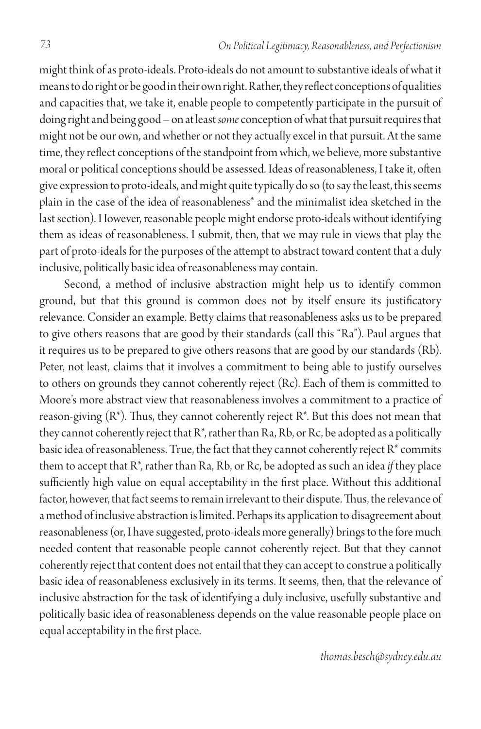might think of as proto-ideals. Proto-ideals do not amount to substantive ideals of what it means to do right or be good in their own right. Rather, they reflect conceptions of qualities and capacities that, we take it, enable people to competently participate in the pursuit of doing right and being good – on at least *some* conception of what that pursuit requires that might not be our own, and whether or not they actually excel in that pursuit. At the same time, they reflect conceptions of the standpoint from which, we believe, more substantive moral or political conceptions should be assessed. Ideas of reasonableness, I take it, often give expression to proto-ideals, and might quite typically do so (to say the least, this seems plain in the case of the idea of reasonableness* and the minimalist idea sketched in the last section). However, reasonable people might endorse proto-ideals without identifying them as ideas of reasonableness. I submit, then, that we may rule in views that play the part of proto-ideals for the purposes of the attempt to abstract toward content that a duly inclusive, politically basic idea of reasonableness may contain.

Second, a method of inclusive abstraction might help us to identify common ground, but that this ground is common does not by itself ensure its justificatory relevance. Consider an example. Betty claims that reasonableness asks us to be prepared to give others reasons that are good by their standards (call this "Ra"). Paul argues that it requires us to be prepared to give others reasons that are good by our standards (Rb). Peter, not least, claims that it involves a commitment to being able to justify ourselves to others on grounds they cannot coherently reject (Rc). Each of them is committed to Moore's more abstract view that reasonableness involves a commitment to a practice of reason-giving (R*). Thus, they cannot coherently reject R*. But this does not mean that they cannot coherently reject that R*, rather than Ra, Rb, or Rc, be adopted as a politically basic idea of reasonableness. True, the fact that they cannot coherently reject R* commits them to accept that R*, rather than Ra, Rb, or Rc, be adopted as such an idea *if* they place sufficiently high value on equal acceptability in the first place. Without this additional factor, however, that fact seems to remain irrelevant to their dispute. Thus, the relevance of a method of inclusive abstraction is limited. Perhaps its application to disagreement about reasonableness (or, I have suggested, proto-ideals more generally) brings to the fore much needed content that reasonable people cannot coherently reject. But that they cannot coherently reject that content does not entail that they can accept to construe a politically basic idea of reasonableness exclusively in its terms. It seems, then, that the relevance of inclusive abstraction for the task of identifying a duly inclusive, usefully substantive and politically basic idea of reasonableness depends on the value reasonable people place on equal acceptability in the first place.

*thomas.besch@sydney.edu.au*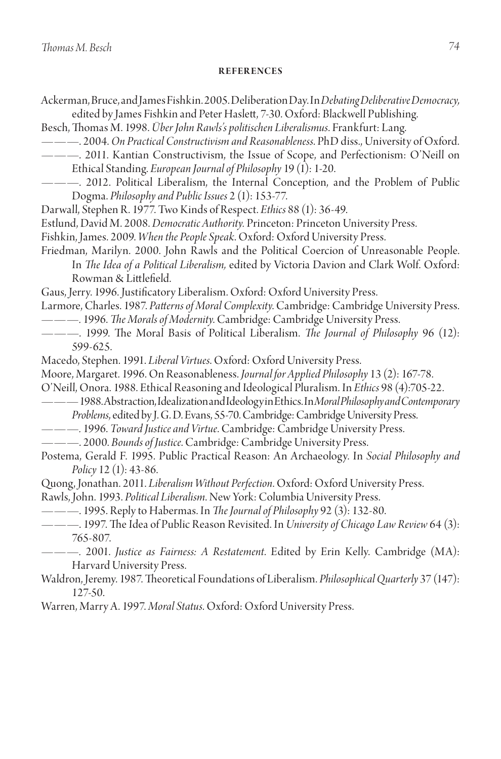## REFERENCES

Ackerman, Bruce, and James Fishkin. 2005. Deliberation Day. In *Debating Deliberative Democracy*, edited by James Fishkin and Peter Haslett, 7-30. Oxford: Blackwell Publishing.

Besch, Thomas M. 1998. *Über John Rawls's politischen Liberalismus*. Frankfurt: Lang.

———. 2004. *On Practical Constructivism and Reasonableness*. PhD diss., University of Oxford.

———. 2011. Kantian Constructivism, the Issue of Scope, and Perfectionism: O'Neill on Ethical Standing. *European Journal of Philosophy* 19 (1): 1-20.

———. 2012. Political Liberalism, the Internal Conception, and the Problem of Public Dogma. *Philosophy and Public Issues* 2 (1): 153-77.

Darwall, Stephen R. 1977. Two Kinds of Respect. *Ethics* 88 (1): 36-49.

Estlund, David M. 2008. *Democratic Authority*. Princeton: Princeton University Press.

Fishkin, James. 2009. *When the People Speak*. Oxford: Oxford University Press.

Friedman, Marilyn. 2000. John Rawls and the Political Coercion of Unreasonable People. In *The Idea of a Political Liberalism*, edited by Victoria Davion and Clark Wolf. Oxford: Rowman & Littlefield.

Gaus, Jerry. 1996. Justificatory Liberalism. Oxford: Oxford University Press.

Larmore, Charles. 1987. *Patterns of Moral Complexity*. Cambridge: Cambridge University Press.

———. 1996. *The Morals of Modernity*. Cambridge: Cambridge University Press.

———. 1999. The Moral Basis of Political Liberalism. *The Journal of Philosophy* 96 (12): 599-625.

Macedo, Stephen. 1991. *Liberal Virtues*. Oxford: Oxford University Press.

Moore, Margaret. 1996. On Reasonableness. *Journal for Applied Philosophy* 13 (2): 167-78.

O'Neill, Onora. 1988. Ethical Reasoning and Ideological Pluralism. In *Ethics* 98 (4):705-22.

——— 1988. Abstraction, Idealization and Ideology in Ethics. In *Moral Philosophy and Contemporary Problems*, edited by J. G. D. Evans, 55-70. Cambridge: Cambridge University Press.

———. 1996. *Toward Justice and Virtue*. Cambridge: Cambridge University Press.

———. 2000. *Bounds of Justice*. Cambridge: Cambridge University Press.

Postema, Gerald F. 1995. Public Practical Reason: An Archaeology. In *Social Philosophy and Policy* 12 (1): 43-86.

Quong, Jonathan. 2011. *Liberalism Without Perfection*. Oxford: Oxford University Press.

Rawls, John. 1993. *Political Liberalism*. New York: Columbia University Press.

———. 1995. Reply to Habermas. In *The Journal of Philosophy* 92 (3): 132-80.

———. 1997. The Idea of Public Reason Revisited. In *University of Chicago Law Review* 64 (3): 765-807.

———. 2001. *Justice as Fairness: A Restatement*. Edited by Erin Kelly. Cambridge (MA): Harvard University Press.

Waldron, Jeremy. 1987. Theoretical Foundations of Liberalism. *Philosophical Quarterly* 37 (147): 127-50.

Warren, Marry A. 1997. *Moral Status*. Oxford: Oxford University Press.